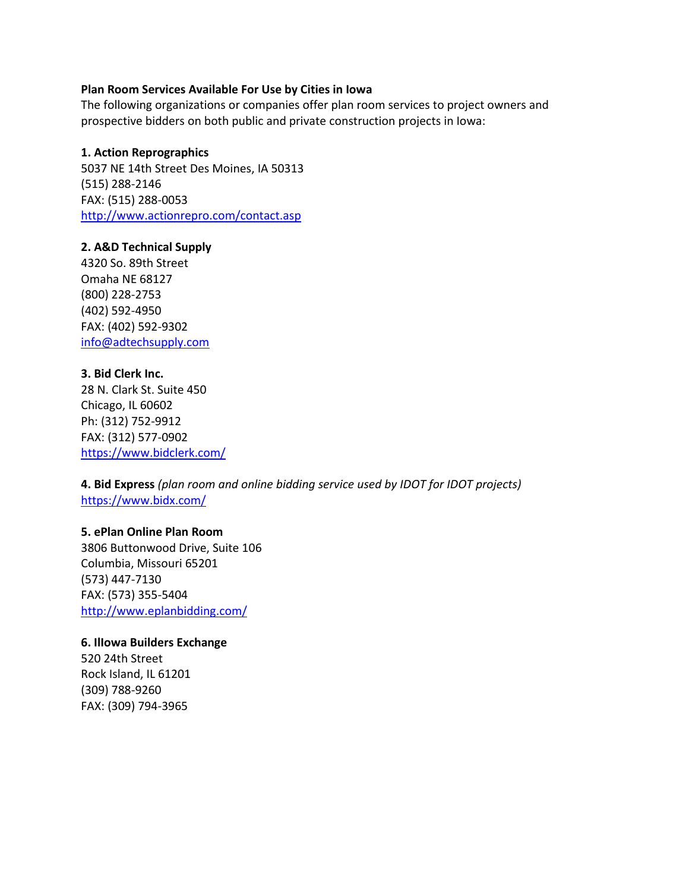**Plan Room Services Available For Use by Cities in Iowa**

The following organizations or companies offer plan room services to project owners and prospective bidders on both public and private construction projects in Iowa:

**1. Action Reprographics**
5037 NE 14th Street Des Moines, IA 50313
(515) 288-2146
FAX: (515) 288-0053
http://www.actionrepro.com/contact.asp

**2. A&D Technical Supply**
4320 So. 89th Street
Omaha NE 68127
(800) 228-2753
(402) 592-4950
FAX: (402) 592-9302
info@adtechsupply.com

**3. Bid Clerk Inc.**
28 N. Clark St. Suite 450
Chicago, IL 60602
Ph: (312) 752-9912
FAX: (312) 577-0902
https://www.bidclerk.com/

**4. Bid Express** *(plan room and online bidding service used by IDOT for IDOT projects)*
https://www.bidx.com/

**5. ePlan Online Plan Room**
3806 Buttonwood Drive, Suite 106
Columbia, Missouri 65201
(573) 447-7130
FAX: (573) 355-5404
http://www.eplanbidding.com/

**6. Illowa Builders Exchange**
520 24th Street
Rock Island, IL 61201
(309) 788-9260
FAX: (309) 794-3965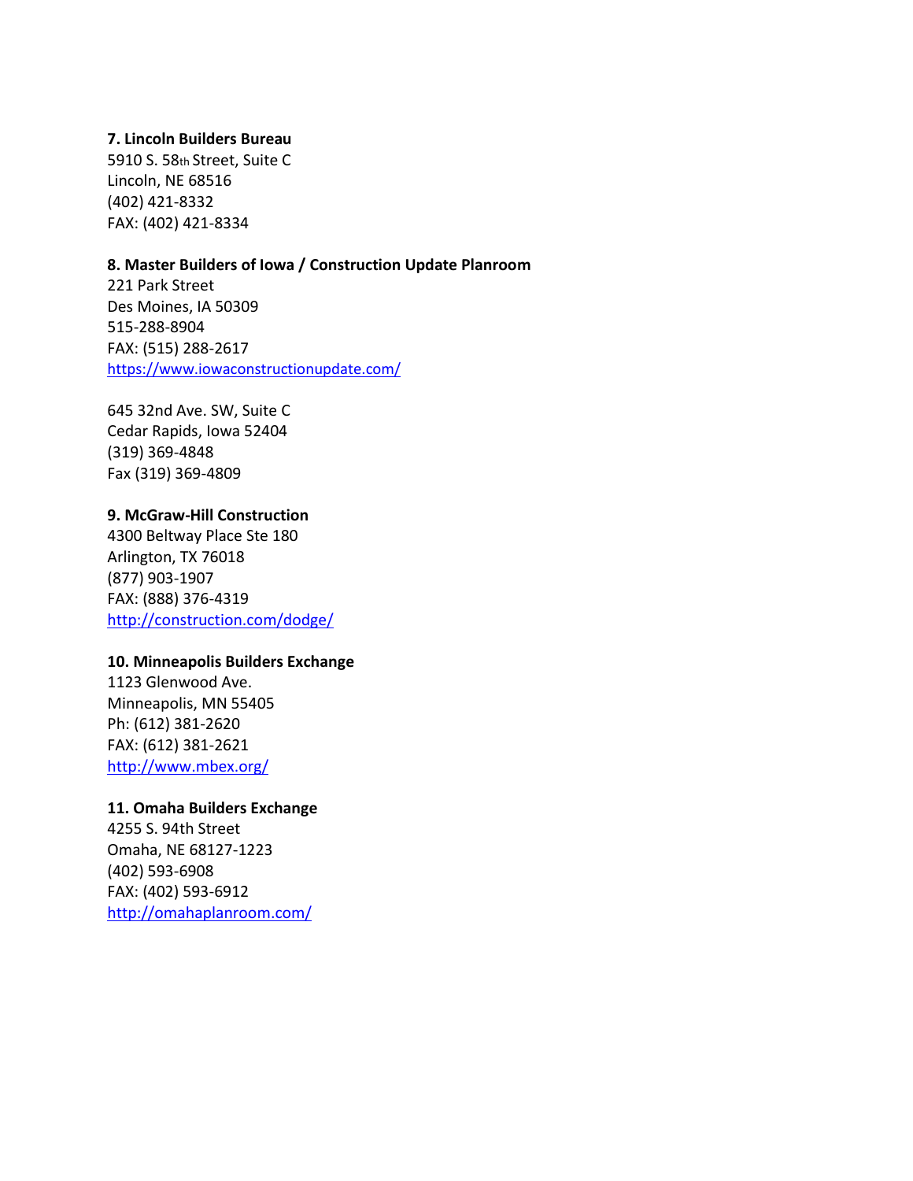**7. Lincoln Builders Bureau**
5910 S. 58th Street, Suite C
Lincoln, NE 68516
(402) 421-8332
FAX: (402) 421-8334

**8. Master Builders of Iowa / Construction Update Planroom**
221 Park Street
Des Moines, IA 50309
515-288-8904
FAX: (515) 288-2617
https://www.iowaconstructionupdate.com/

645 32nd Ave. SW, Suite C
Cedar Rapids, Iowa 52404
(319) 369-4848
Fax (319) 369-4809

**9. McGraw-Hill Construction**
4300 Beltway Place Ste 180
Arlington, TX 76018
(877) 903-1907
FAX: (888) 376-4319
http://construction.com/dodge/

**10. Minneapolis Builders Exchange**
1123 Glenwood Ave.
Minneapolis, MN 55405
Ph: (612) 381-2620
FAX: (612) 381-2621
http://www.mbex.org/

**11. Omaha Builders Exchange**
4255 S. 94th Street
Omaha, NE 68127-1223
(402) 593-6908
FAX: (402) 593-6912
http://omahaplanroom.com/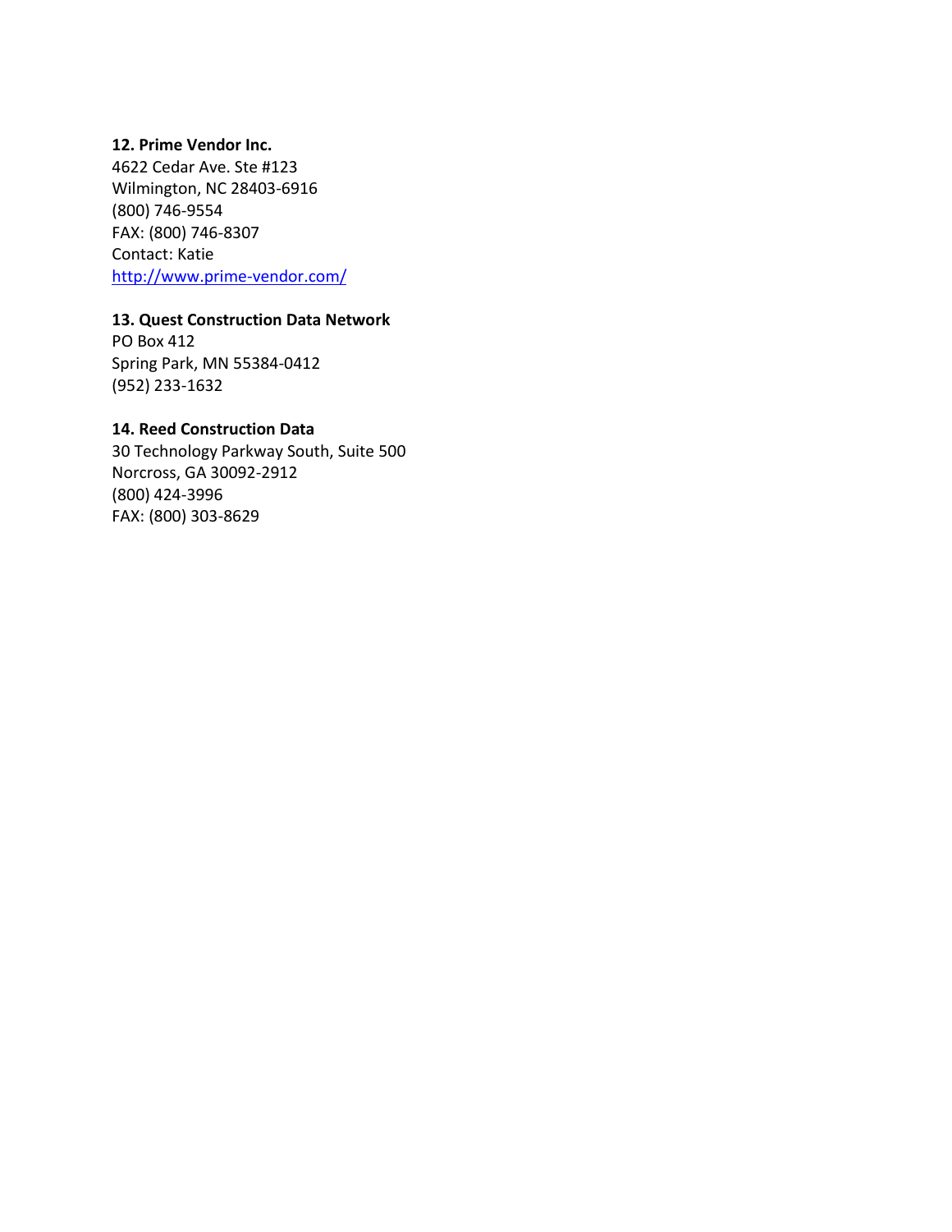**12. Prime Vendor Inc.**
4622 Cedar Ave. Ste #123
Wilmington, NC 28403-6916
(800) 746-9554
FAX: (800) 746-8307
Contact: Katie
http://www.prime-vendor.com/

**13. Quest Construction Data Network**
PO Box 412
Spring Park, MN 55384-0412
(952) 233-1632

**14. Reed Construction Data**
30 Technology Parkway South, Suite 500
Norcross, GA 30092-2912
(800) 424-3996
FAX: (800) 303-8629